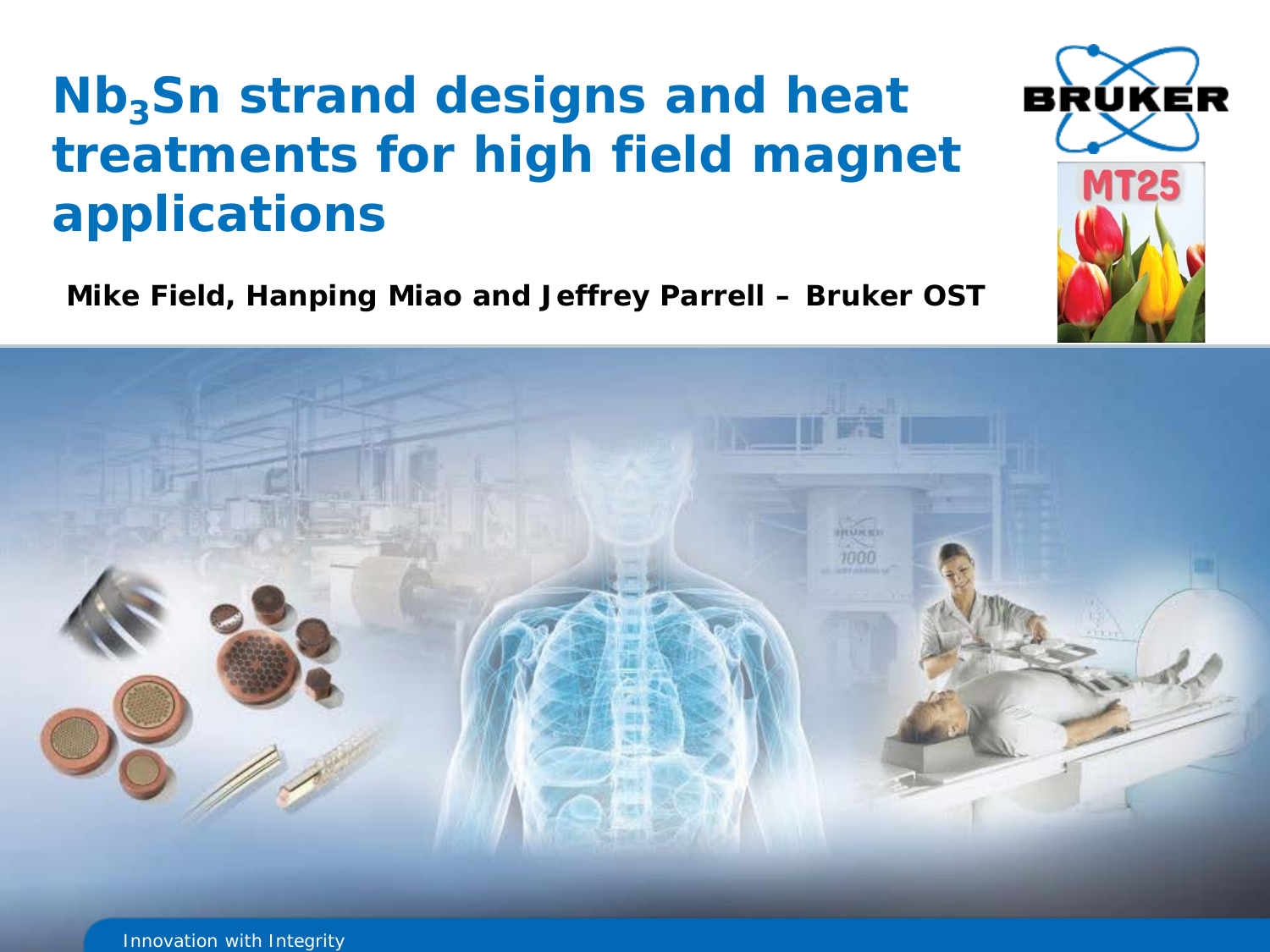# $Nb_3Sn$ strand designs and heat treatments for high field magnet applications

**Mike Field, Hanping Miao and Jeffrey Parrell – Bruker OST**

Innovation with Integrity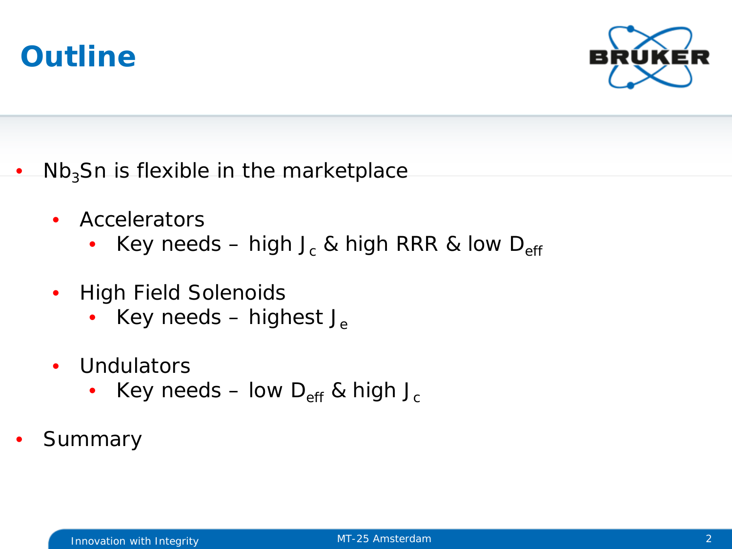# Outline

- $Nb_3Sn$ is flexible in the marketplace
  - Accelerators
    - Key needs – high $J_c$ & high RRR & low $D_{eff}$
  - High Field Solenoids
    - Key needs – highest $J_e$
  - Undulators
    - Key needs – low $D_{eff}$ & high $J_c$
- Summary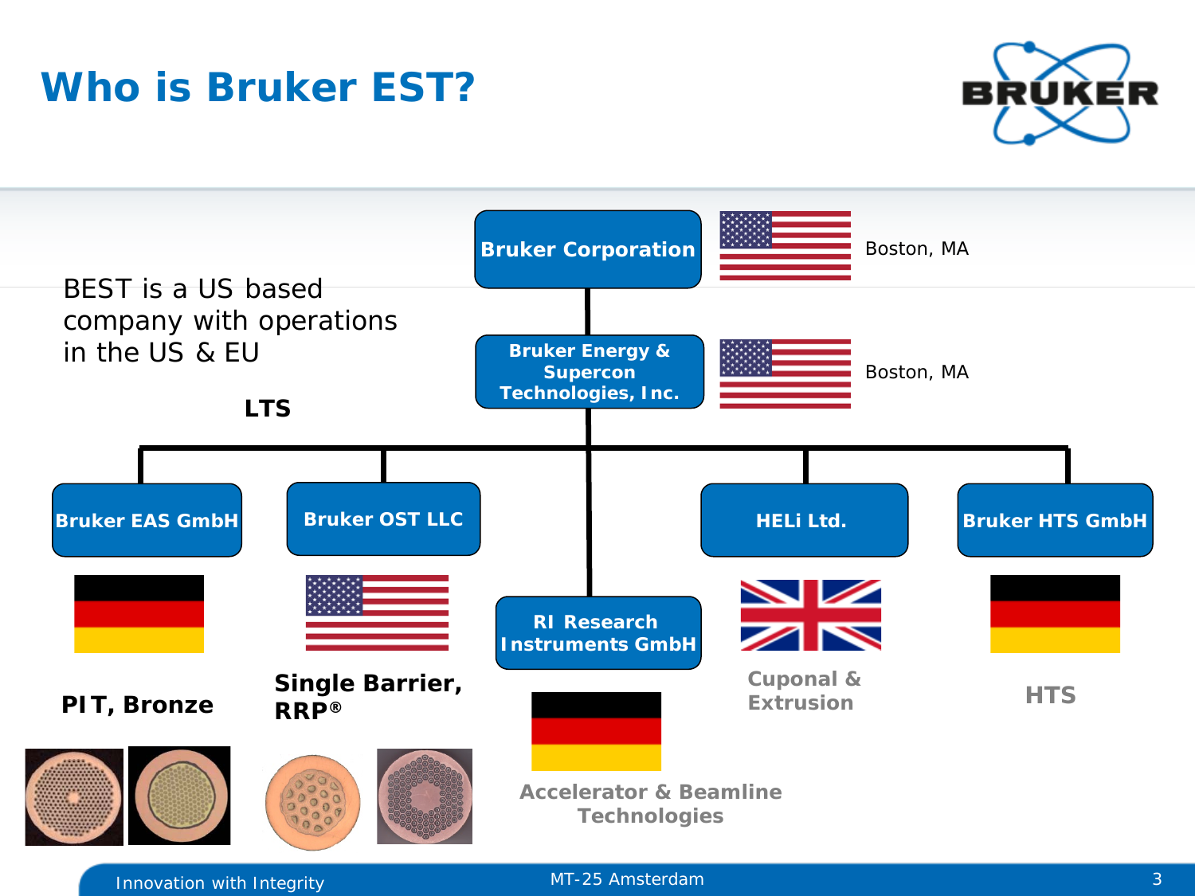# Who is Bruker EST?

BEST is a US based company with operations in the US & EU

**LTS**

- **Bruker Corporation** – Boston, MA
  - **Bruker Energy & Supercon Technologies, Inc.** – Boston, MA
    - **Bruker EAS GmbH** – **PIT, Bronze**
    - **Bruker OST LLC** – **Single Barrier, RRP®**
    - **RI Research Instruments GmbH** – **Accelerator & Beamline Technologies**
    - **HELi Ltd.** – **Cuponal & Extrusion**
    - **Bruker HTS GmbH** – **HTS**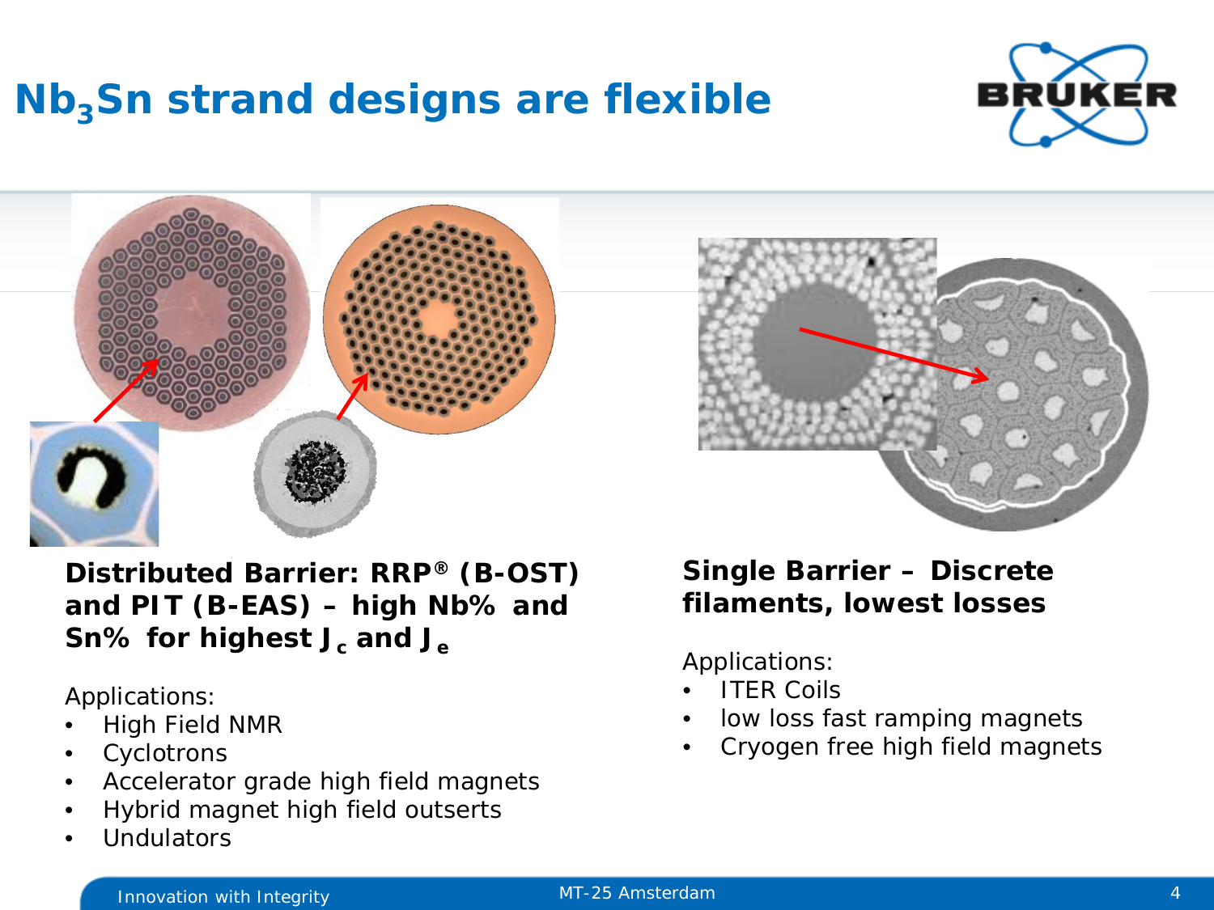# $Nb_3Sn$ strand designs are flexible

**Distributed Barrier: RRP® (B-OST) and PIT (B-EAS) – high Nb% and Sn% for highest $J_c$ and $J_e$**

Applications:

- High Field NMR
- Cyclotrons
- Accelerator grade high field magnets
- Hybrid magnet high field outserts
- Undulators

**Single Barrier – Discrete filaments, lowest losses**

Applications:

- ITER Coils
- low loss fast ramping magnets
- Cryogen free high field magnets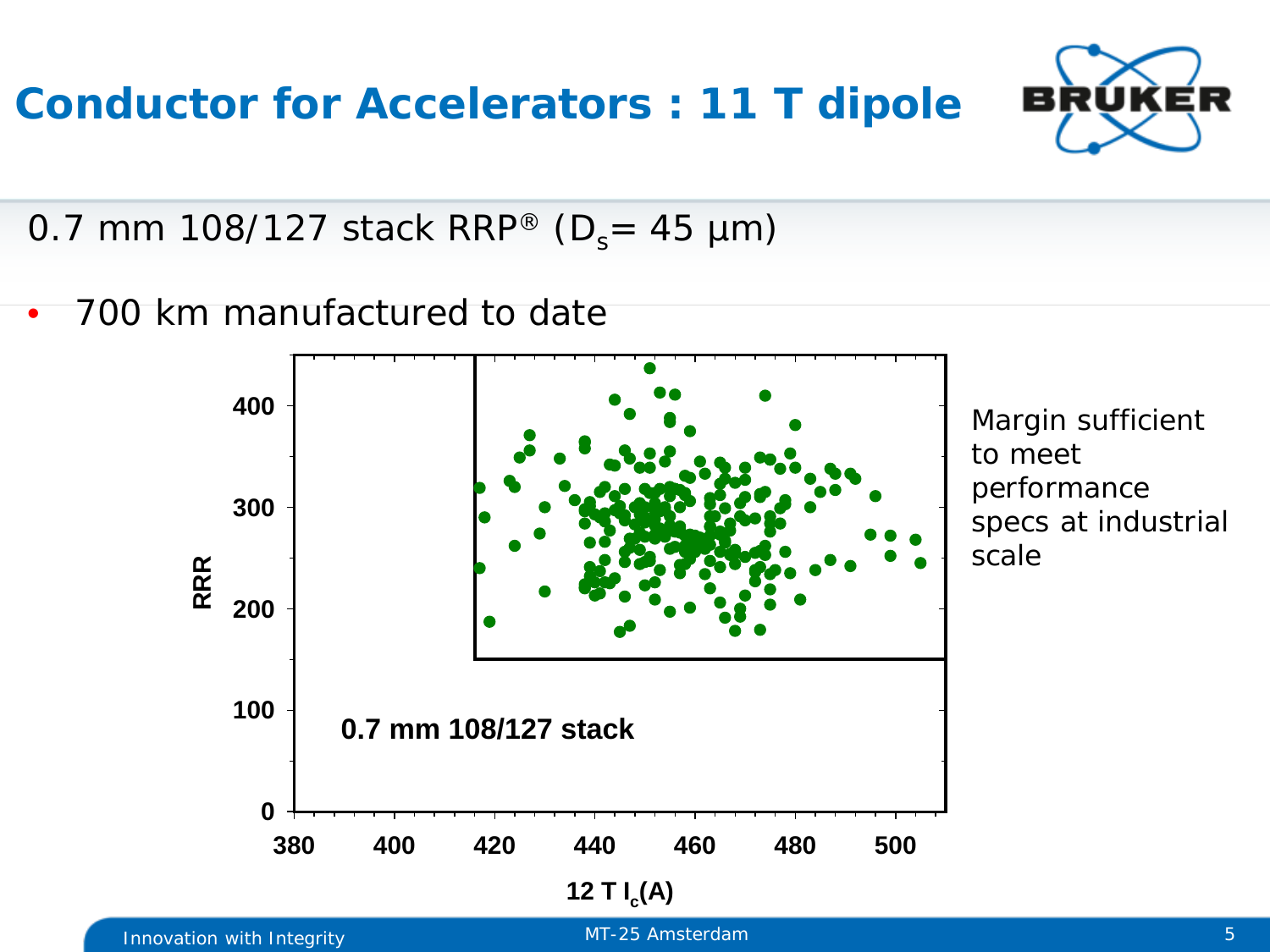# Conductor for Accelerators : 11 T dipole

0.7 mm 108/127 stack RRP® ($D_s$= 45 μm)

- 700 km manufactured to date

Margin sufficient to meet performance specs at industrial scale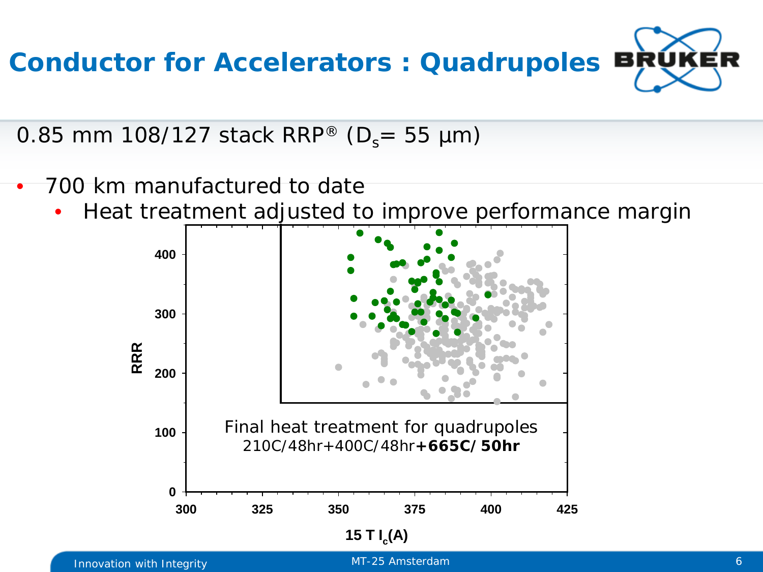# Conductor for Accelerators : Quadrupoles

0.85 mm 108/127 stack RRP® ($D_s$= 55 μm)

- 700 km manufactured to date
  - Heat treatment adjusted to improve performance margin

Final heat treatment for quadrupoles
210C/48hr+400C/48hr**+665C/ 50hr**

RRR

15 T $I_c$(A)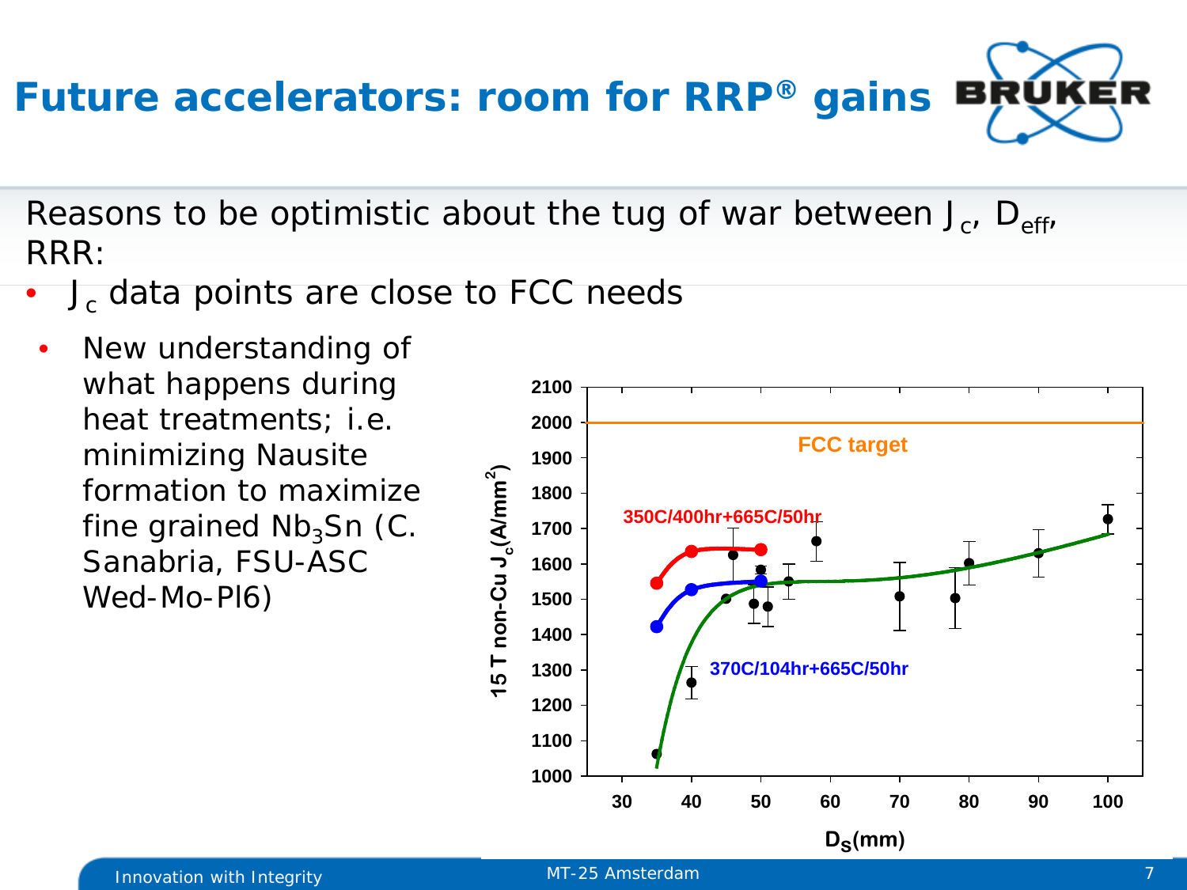# Future accelerators: room for RRP® gains

Reasons to be optimistic about the tug of war between $J_c$, $D_{eff}$, RRR:

- $J_c$ data points are close to FCC needs
  - New understanding of what happens during heat treatments; i.e. minimizing Nausite formation to maximize fine grained $Nb_3Sn$ (C. Sanabria, FSU-ASC Wed-Mo-Pl6)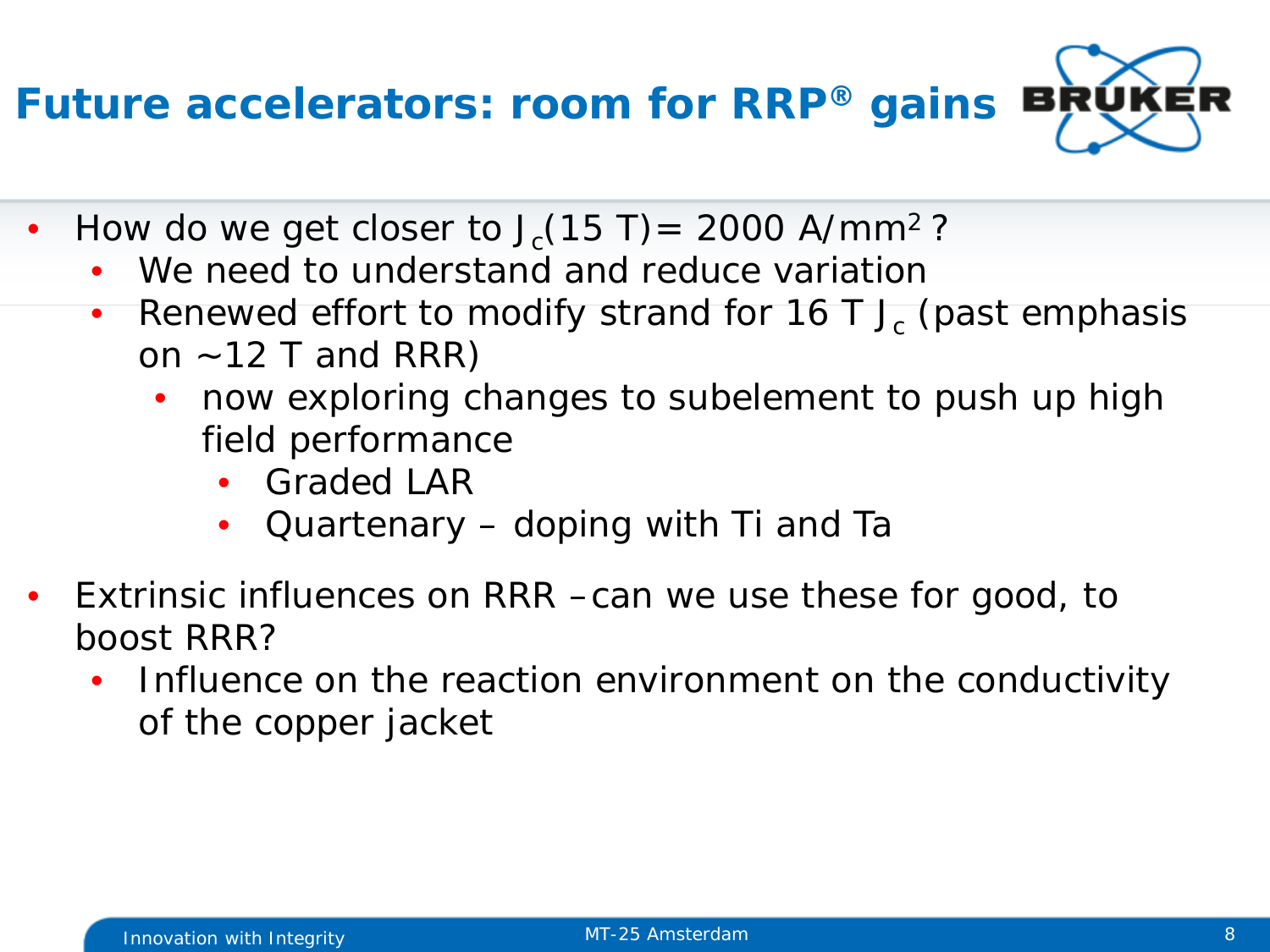# Future accelerators: room for RRP® gains

- How do we get closer to $J_c$(15 T)= 2000 A/mm$^2$ ?
  - We need to understand and reduce variation
  - Renewed effort to modify strand for 16 T $J_c$ (past emphasis on ~12 T and RRR)
    - now exploring changes to subelement to push up high field performance
      - Graded LAR
      - Quartenary – doping with Ti and Ta
- Extrinsic influences on RRR – can we use these for good, to boost RRR?
  - Influence on the reaction environment on the conductivity of the copper jacket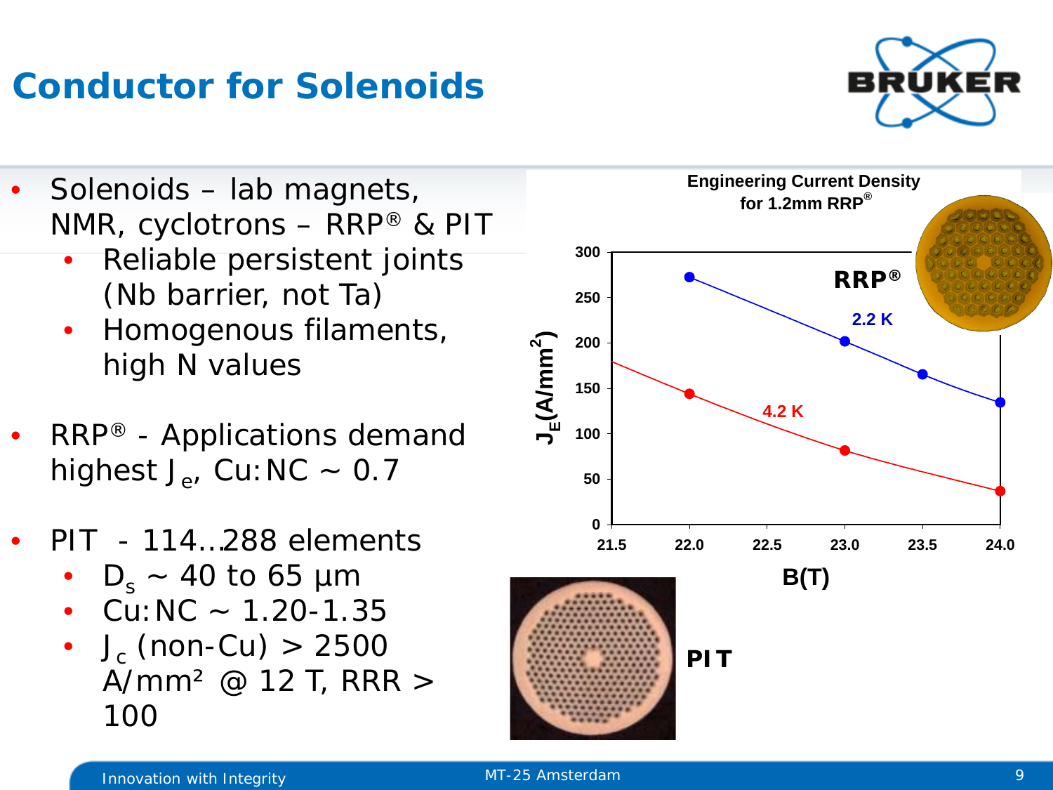# Conductor for Solenoids

- Solenoids – lab magnets, NMR, cyclotrons – RRP® & PIT
  - Reliable persistent joints (Nb barrier, not Ta)
  - Homogenous filaments, high N values
- RRP® - Applications demand highest $J_e$, Cu:NC ~ 0.7
- PIT - 114…288 elements
  - $D_s$ ~ 40 to 65 µm
  - Cu:NC ~ 1.20-1.35
  - $J_c$ (non-Cu) > 2500 A/mm² @ 12 T, RRR > 100

**Engineering Current Density for 1.2mm RRP®**

| B(T) | $J_E$ (A/mm²) RRP® 2.2 K | $J_E$ (A/mm²) RRP® 4.2 K |
| --- | --- | --- |
| 22.0 | ~272 | ~144 |
| 23.0 | ~202 | ~81 |
| 23.5 | ~165 | |
| 24.0 | ~134 | ~37 |

PIT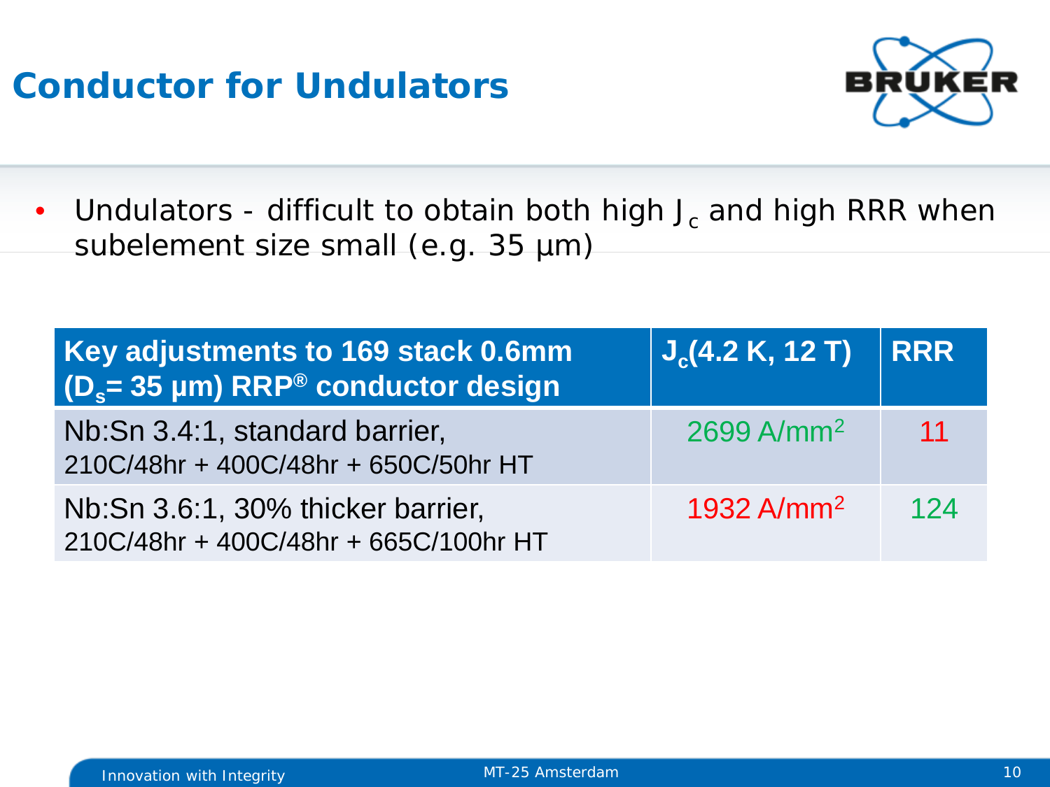# Conductor for Undulators

- Undulators - difficult to obtain both high $J_c$ and high RRR when subelement size small (e.g. 35 μm)

| Key adjustments to 169 stack 0.6mm ($D_s$= 35 μm) RRP® conductor design | $J_c$(4.2 K, 12 T) | RRR |
|---|---|---|
| Nb:Sn 3.4:1, standard barrier, 210C/48hr + 400C/48hr + 650C/50hr HT | 2699 A/mm$^2$ | 11 |
| Nb:Sn 3.6:1, 30% thicker barrier, 210C/48hr + 400C/48hr + 665C/100hr HT | 1932 A/mm$^2$ | 124 |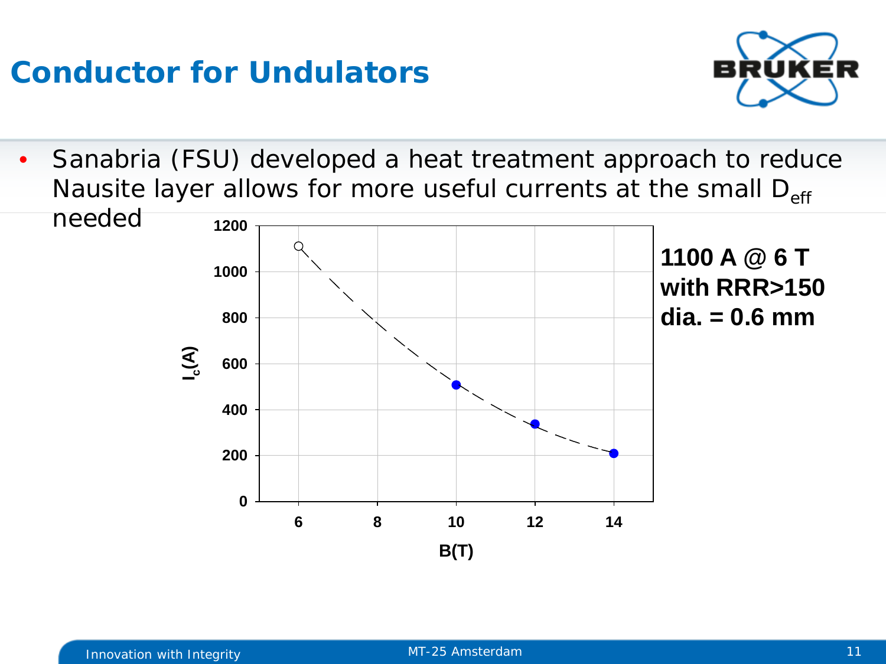# Conductor for Undulators

- Sanabria (FSU) developed a heat treatment approach to reduce Nausite layer allows for more useful currents at the small $D_{eff}$ needed

**1100 A @ 6 T**
**with RRR>150**
**dia. = 0.6 mm**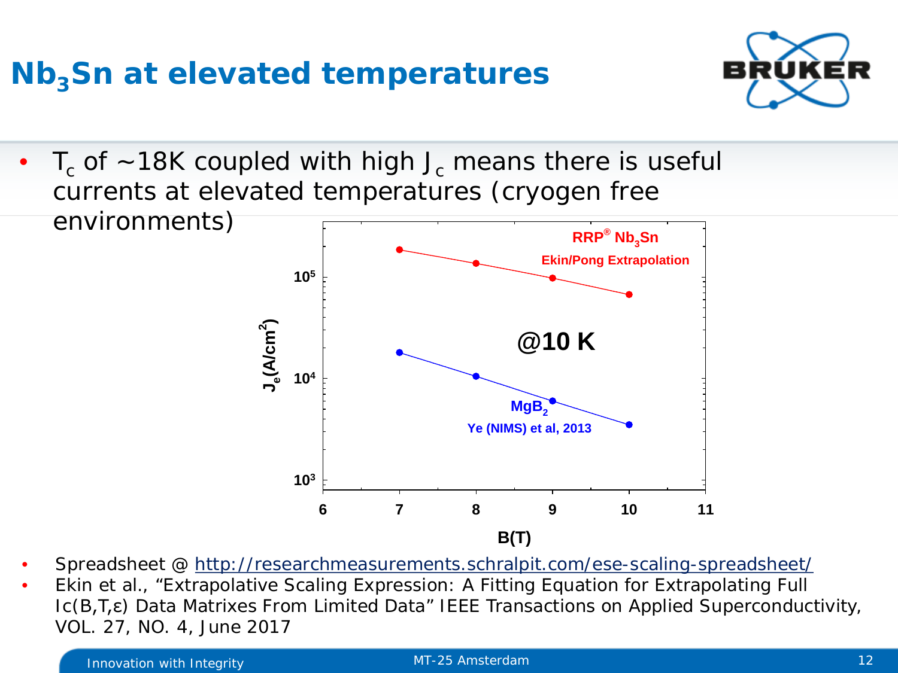# $Nb_3Sn$ at elevated temperatures

- $T_c$ of ~18K coupled with high $J_c$ means there is useful currents at elevated temperatures (cryogen free environments)

- Spreadsheet @ http://researchmeasurements.schralpit.com/ese-scaling-spreadsheet/
- Ekin et al., "Extrapolative Scaling Expression: A Fitting Equation for Extrapolating Full Ic(B,T,ε) Data Matrixes From Limited Data" IEEE Transactions on Applied Superconductivity, VOL. 27, NO. 4, June 2017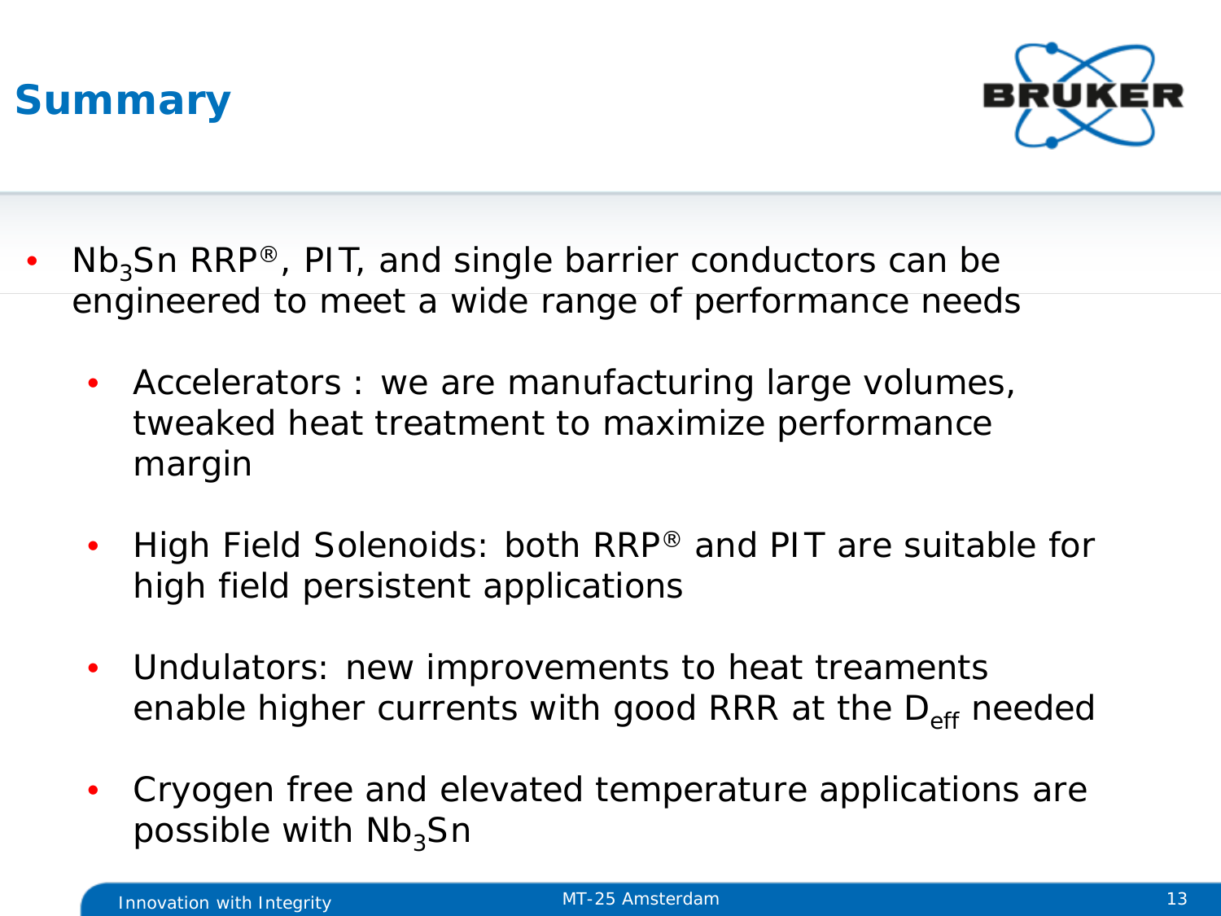# Summary

- $Nb_3Sn$ RRP®, PIT, and single barrier conductors can be engineered to meet a wide range of performance needs
  - Accelerators : we are manufacturing large volumes, tweaked heat treatment to maximize performance margin
  - High Field Solenoids: both RRP® and PIT are suitable for high field persistent applications
  - Undulators: new improvements to heat treaments enable higher currents with good RRR at the $D_{eff}$ needed
  - Cryogen free and elevated temperature applications are possible with $Nb_3Sn$